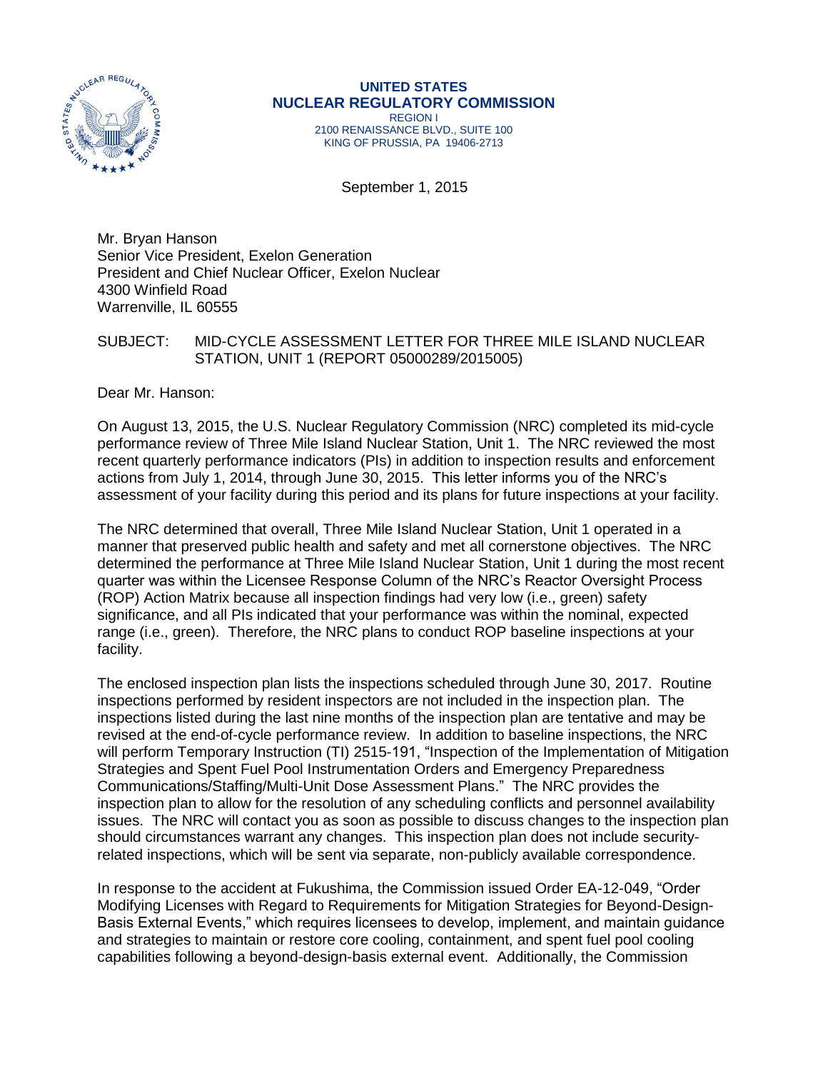**UNITED STATES**
**NUCLEAR REGULATORY COMMISSION**
REGION I
2100 RENAISSANCE BLVD., SUITE 100
KING OF PRUSSIA, PA 19406-2713

September 1, 2015

Mr. Bryan Hanson
Senior Vice President, Exelon Generation
President and Chief Nuclear Officer, Exelon Nuclear
4300 Winfield Road
Warrenville, IL 60555

SUBJECT: MID-CYCLE ASSESSMENT LETTER FOR THREE MILE ISLAND NUCLEAR STATION, UNIT 1 (REPORT 05000289/2015005)

Dear Mr. Hanson:

On August 13, 2015, the U.S. Nuclear Regulatory Commission (NRC) completed its mid-cycle performance review of Three Mile Island Nuclear Station, Unit 1. The NRC reviewed the most recent quarterly performance indicators (PIs) in addition to inspection results and enforcement actions from July 1, 2014, through June 30, 2015. This letter informs you of the NRC's assessment of your facility during this period and its plans for future inspections at your facility.

The NRC determined that overall, Three Mile Island Nuclear Station, Unit 1 operated in a manner that preserved public health and safety and met all cornerstone objectives. The NRC determined the performance at Three Mile Island Nuclear Station, Unit 1 during the most recent quarter was within the Licensee Response Column of the NRC's Reactor Oversight Process (ROP) Action Matrix because all inspection findings had very low (i.e., green) safety significance, and all PIs indicated that your performance was within the nominal, expected range (i.e., green). Therefore, the NRC plans to conduct ROP baseline inspections at your facility.

The enclosed inspection plan lists the inspections scheduled through June 30, 2017. Routine inspections performed by resident inspectors are not included in the inspection plan. The inspections listed during the last nine months of the inspection plan are tentative and may be revised at the end-of-cycle performance review. In addition to baseline inspections, the NRC will perform Temporary Instruction (TI) 2515-191, "Inspection of the Implementation of Mitigation Strategies and Spent Fuel Pool Instrumentation Orders and Emergency Preparedness Communications/Staffing/Multi-Unit Dose Assessment Plans." The NRC provides the inspection plan to allow for the resolution of any scheduling conflicts and personnel availability issues. The NRC will contact you as soon as possible to discuss changes to the inspection plan should circumstances warrant any changes. This inspection plan does not include security-related inspections, which will be sent via separate, non-publicly available correspondence.

In response to the accident at Fukushima, the Commission issued Order EA-12-049, "Order Modifying Licenses with Regard to Requirements for Mitigation Strategies for Beyond-Design-Basis External Events," which requires licensees to develop, implement, and maintain guidance and strategies to maintain or restore core cooling, containment, and spent fuel pool cooling capabilities following a beyond-design-basis external event. Additionally, the Commission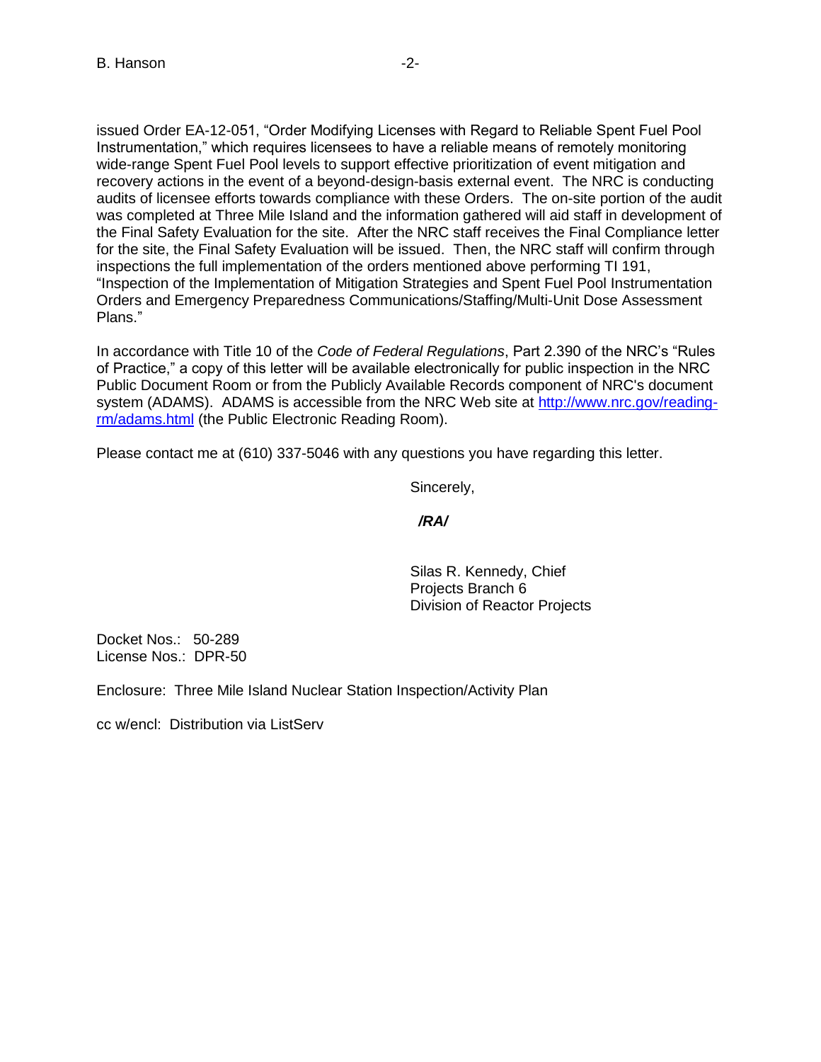issued Order EA-12-051, "Order Modifying Licenses with Regard to Reliable Spent Fuel Pool Instrumentation," which requires licensees to have a reliable means of remotely monitoring wide-range Spent Fuel Pool levels to support effective prioritization of event mitigation and recovery actions in the event of a beyond-design-basis external event. The NRC is conducting audits of licensee efforts towards compliance with these Orders. The on-site portion of the audit was completed at Three Mile Island and the information gathered will aid staff in development of the Final Safety Evaluation for the site. After the NRC staff receives the Final Compliance letter for the site, the Final Safety Evaluation will be issued. Then, the NRC staff will confirm through inspections the full implementation of the orders mentioned above performing TI 191, "Inspection of the Implementation of Mitigation Strategies and Spent Fuel Pool Instrumentation Orders and Emergency Preparedness Communications/Staffing/Multi-Unit Dose Assessment Plans."

In accordance with Title 10 of the *Code of Federal Regulations*, Part 2.390 of the NRC's "Rules of Practice," a copy of this letter will be available electronically for public inspection in the NRC Public Document Room or from the Publicly Available Records component of NRC's document system (ADAMS). ADAMS is accessible from the NRC Web site at http://www.nrc.gov/reading-rm/adams.html (the Public Electronic Reading Room).

Please contact me at (610) 337-5046 with any questions you have regarding this letter.

Sincerely,

***/RA/***

Silas R. Kennedy, Chief
Projects Branch 6
Division of Reactor Projects

Docket Nos.: 50-289
License Nos.: DPR-50

Enclosure: Three Mile Island Nuclear Station Inspection/Activity Plan

cc w/encl: Distribution via ListServ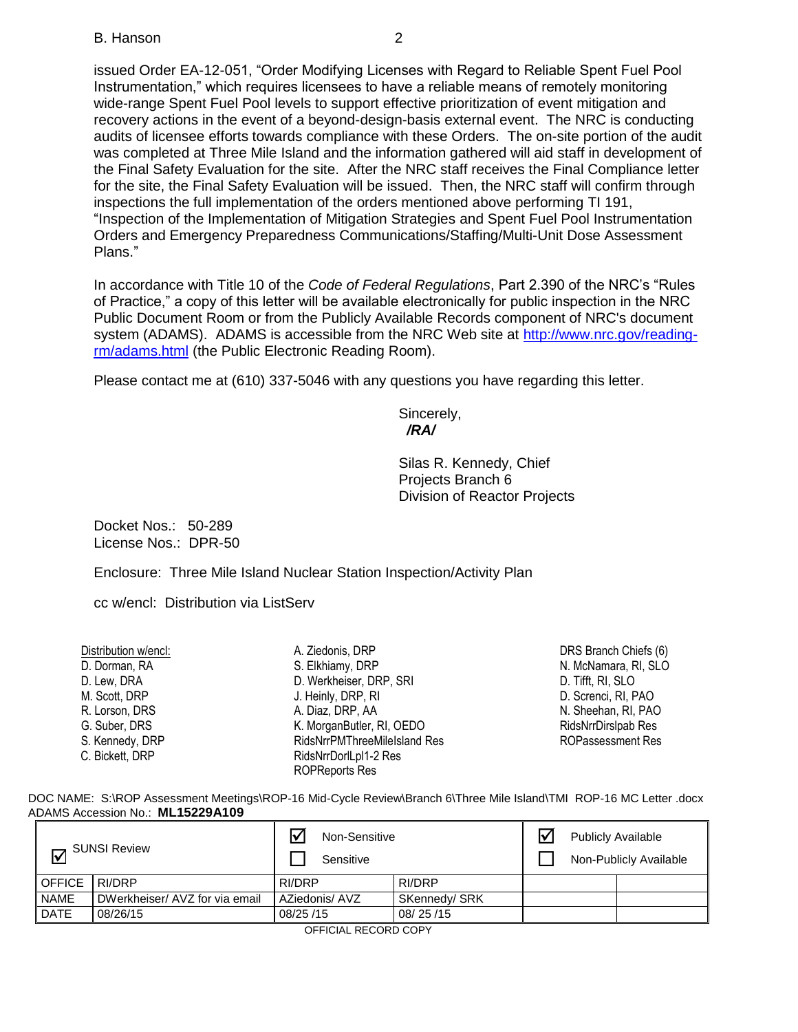issued Order EA-12-051, "Order Modifying Licenses with Regard to Reliable Spent Fuel Pool Instrumentation," which requires licensees to have a reliable means of remotely monitoring wide-range Spent Fuel Pool levels to support effective prioritization of event mitigation and recovery actions in the event of a beyond-design-basis external event. The NRC is conducting audits of licensee efforts towards compliance with these Orders. The on-site portion of the audit was completed at Three Mile Island and the information gathered will aid staff in development of the Final Safety Evaluation for the site. After the NRC staff receives the Final Compliance letter for the site, the Final Safety Evaluation will be issued. Then, the NRC staff will confirm through inspections the full implementation of the orders mentioned above performing TI 191, "Inspection of the Implementation of Mitigation Strategies and Spent Fuel Pool Instrumentation Orders and Emergency Preparedness Communications/Staffing/Multi-Unit Dose Assessment Plans."

In accordance with Title 10 of the *Code of Federal Regulations*, Part 2.390 of the NRC's "Rules of Practice," a copy of this letter will be available electronically for public inspection in the NRC Public Document Room or from the Publicly Available Records component of NRC's document system (ADAMS). ADAMS is accessible from the NRC Web site at http://www.nrc.gov/reading-rm/adams.html (the Public Electronic Reading Room).

Please contact me at (610) 337-5046 with any questions you have regarding this letter.

Sincerely,
***/RA/***

Silas R. Kennedy, Chief
Projects Branch 6
Division of Reactor Projects

Docket Nos.: 50-289
License Nos.: DPR-50

Enclosure: Three Mile Island Nuclear Station Inspection/Activity Plan

cc w/encl: Distribution via ListServ

Distribution w/encl:
D. Dorman, RA
D. Lew, DRA
M. Scott, DRP
R. Lorson, DRS
G. Suber, DRS
S. Kennedy, DRP
C. Bickett, DRP
A. Ziedonis, DRP
S. Elkhiamy, DRP
D. Werkheiser, DRP, SRI
J. Heinly, DRP, RI
A. Diaz, DRP, AA
K. MorganButler, RI, OEDO
RidsNrrPMThreeMileIsland Res
RidsNrrDorlLpl1-2 Res
ROPReports Res
DRS Branch Chiefs (6)
N. McNamara, RI, SLO
D. Tifft, RI, SLO
D. Screnci, RI, PAO
N. Sheehan, RI, PAO
RidsNrrDirslpab Res
ROPassessment Res

DOC NAME: S:\ROP Assessment Meetings\ROP-16 Mid-Cycle Review\Branch 6\Three Mile Island\TMI ROP-16 MC Letter .docx
ADAMS Accession No.: **ML15229A109**

| ☑ SUNSI Review | | ☑ Non-Sensitive ☐ Sensitive | | ☑ Publicly Available ☐ Non-Publicly Available | |
|---|---|---|---|---|---|
| OFFICE | RI/DRP | RI/DRP | RI/DRP | | |
| NAME | DWerkheiser/ AVZ for via email | AZiedonis/ AVZ | SKennedy/ SRK | | |
| DATE | 08/26/15 | 08/25 /15 | 08/ 25 /15 | | |

OFFICIAL RECORD COPY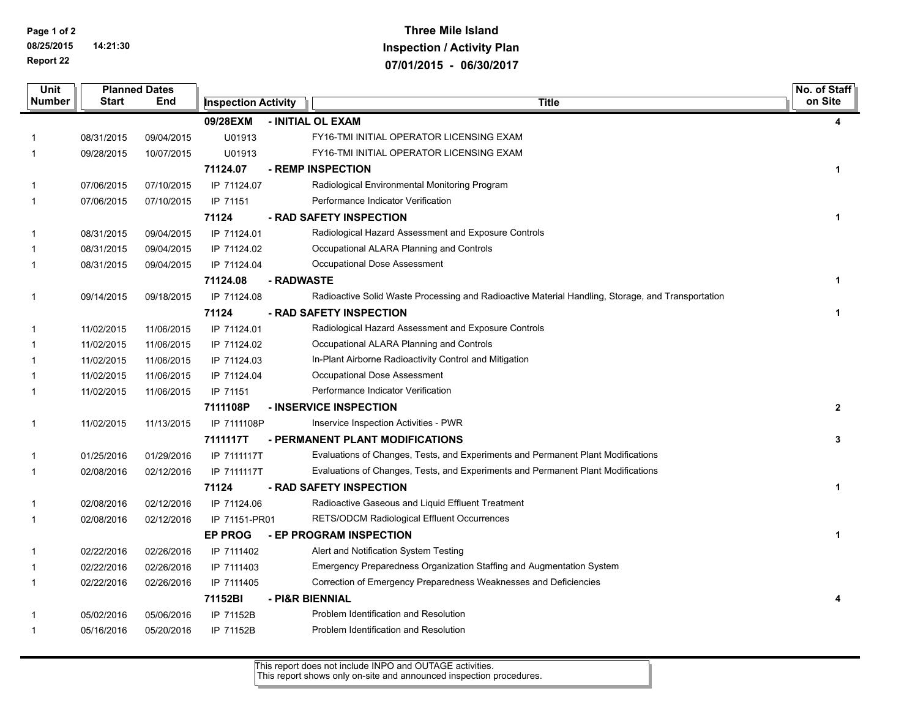**Three Mile Island**
**Inspection / Activity Plan**
**07/01/2015 - 06/30/2017**

Page 1 of 2
08/25/2015 14:21:30
Report 22

| Unit Number | Planned Dates Start | End | Inspection Activity | Title | No. of Staff on Site |
|---|---|---|---|---|---|
| | | | **09/28EXM** | **- INITIAL OL EXAM** | **4** |
| 1 | 08/31/2015 | 09/04/2015 | U01913 | FY16-TMI INITIAL OPERATOR LICENSING EXAM | |
| 1 | 09/28/2015 | 10/07/2015 | U01913 | FY16-TMI INITIAL OPERATOR LICENSING EXAM | |
| | | | **71124.07** | **- REMP INSPECTION** | **1** |
| 1 | 07/06/2015 | 07/10/2015 | IP 71124.07 | Radiological Environmental Monitoring Program | |
| 1 | 07/06/2015 | 07/10/2015 | IP 71151 | Performance Indicator Verification | |
| | | | **71124** | **- RAD SAFETY INSPECTION** | **1** |
| 1 | 08/31/2015 | 09/04/2015 | IP 71124.01 | Radiological Hazard Assessment and Exposure Controls | |
| 1 | 08/31/2015 | 09/04/2015 | IP 71124.02 | Occupational ALARA Planning and Controls | |
| 1 | 08/31/2015 | 09/04/2015 | IP 71124.04 | Occupational Dose Assessment | |
| | | | **71124.08** | **- RADWASTE** | **1** |
| 1 | 09/14/2015 | 09/18/2015 | IP 71124.08 | Radioactive Solid Waste Processing and Radioactive Material Handling, Storage, and Transportation | |
| | | | **71124** | **- RAD SAFETY INSPECTION** | **1** |
| 1 | 11/02/2015 | 11/06/2015 | IP 71124.01 | Radiological Hazard Assessment and Exposure Controls | |
| 1 | 11/02/2015 | 11/06/2015 | IP 71124.02 | Occupational ALARA Planning and Controls | |
| 1 | 11/02/2015 | 11/06/2015 | IP 71124.03 | In-Plant Airborne Radioactivity Control and Mitigation | |
| 1 | 11/02/2015 | 11/06/2015 | IP 71124.04 | Occupational Dose Assessment | |
| 1 | 11/02/2015 | 11/06/2015 | IP 71151 | Performance Indicator Verification | |
| | | | **7111108P** | **- INSERVICE INSPECTION** | **2** |
| 1 | 11/02/2015 | 11/13/2015 | IP 7111108P | Inservice Inspection Activities - PWR | |
| | | | **7111117T** | **- PERMANENT PLANT MODIFICATIONS** | **3** |
| 1 | 01/25/2016 | 01/29/2016 | IP 7111117T | Evaluations of Changes, Tests, and Experiments and Permanent Plant Modifications | |
| 1 | 02/08/2016 | 02/12/2016 | IP 7111117T | Evaluations of Changes, Tests, and Experiments and Permanent Plant Modifications | |
| | | | **71124** | **- RAD SAFETY INSPECTION** | **1** |
| 1 | 02/08/2016 | 02/12/2016 | IP 71124.06 | Radioactive Gaseous and Liquid Effluent Treatment | |
| 1 | 02/08/2016 | 02/12/2016 | IP 71151-PR01 | RETS/ODCM Radiological Effluent Occurrences | |
| | | | **EP PROG** | **- EP PROGRAM INSPECTION** | **1** |
| 1 | 02/22/2016 | 02/26/2016 | IP 7111402 | Alert and Notification System Testing | |
| 1 | 02/22/2016 | 02/26/2016 | IP 7111403 | Emergency Preparedness Organization Staffing and Augmentation System | |
| 1 | 02/22/2016 | 02/26/2016 | IP 7111405 | Correction of Emergency Preparedness Weaknesses and Deficiencies | |
| | | | **71152BI** | **- PI&R BIENNIAL** | **4** |
| 1 | 05/02/2016 | 05/06/2016 | IP 71152B | Problem Identification and Resolution | |
| 1 | 05/16/2016 | 05/20/2016 | IP 71152B | Problem Identification and Resolution | |

This report does not include INPO and OUTAGE activities.
This report shows only on-site and announced inspection procedures.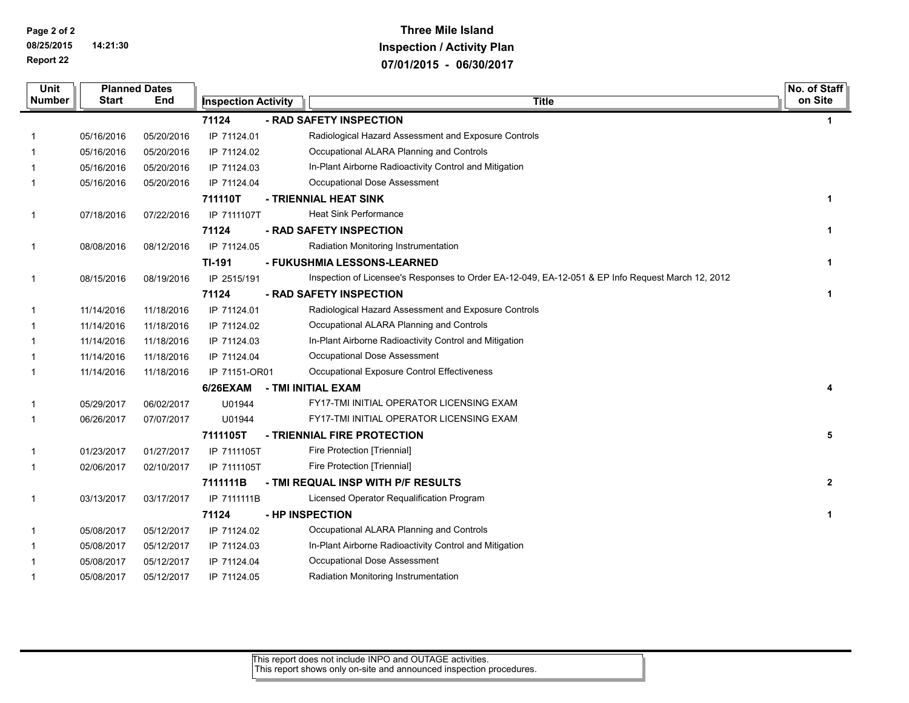# Three Mile Island
## Inspection / Activity Plan
## 07/01/2015 - 06/30/2017

| Unit Number | Planned Dates Start | Planned Dates End | Inspection Activity | Title | No. of Staff on Site |
|---|---|---|---|---|---|
| | | | **71124** | **- RAD SAFETY INSPECTION** | **1** |
| 1 | 05/16/2016 | 05/20/2016 | IP 71124.01 | Radiological Hazard Assessment and Exposure Controls | |
| 1 | 05/16/2016 | 05/20/2016 | IP 71124.02 | Occupational ALARA Planning and Controls | |
| 1 | 05/16/2016 | 05/20/2016 | IP 71124.03 | In-Plant Airborne Radioactivity Control and Mitigation | |
| 1 | 05/16/2016 | 05/20/2016 | IP 71124.04 | Occupational Dose Assessment | |
| | | | **711110T** | **- TRIENNIAL HEAT SINK** | **1** |
| 1 | 07/18/2016 | 07/22/2016 | IP 7111107T | Heat Sink Performance | |
| | | | **71124** | **- RAD SAFETY INSPECTION** | **1** |
| 1 | 08/08/2016 | 08/12/2016 | IP 71124.05 | Radiation Monitoring Instrumentation | |
| | | | **TI-191** | **- FUKUSHMIA LESSONS-LEARNED** | **1** |
| 1 | 08/15/2016 | 08/19/2016 | IP 2515/191 | Inspection of Licensee's Responses to Order EA-12-049, EA-12-051 & EP Info Request March 12, 2012 | |
| | | | **71124** | **- RAD SAFETY INSPECTION** | **1** |
| 1 | 11/14/2016 | 11/18/2016 | IP 71124.01 | Radiological Hazard Assessment and Exposure Controls | |
| 1 | 11/14/2016 | 11/18/2016 | IP 71124.02 | Occupational ALARA Planning and Controls | |
| 1 | 11/14/2016 | 11/18/2016 | IP 71124.03 | In-Plant Airborne Radioactivity Control and Mitigation | |
| 1 | 11/14/2016 | 11/18/2016 | IP 71124.04 | Occupational Dose Assessment | |
| 1 | 11/14/2016 | 11/18/2016 | IP 71151-OR01 | Occupational Exposure Control Effectiveness | |
| | | | **6/26EXAM** | **- TMI INITIAL EXAM** | **4** |
| 1 | 05/29/2017 | 06/02/2017 | U01944 | FY17-TMI INITIAL OPERATOR LICENSING EXAM | |
| 1 | 06/26/2017 | 07/07/2017 | U01944 | FY17-TMI INITIAL OPERATOR LICENSING EXAM | |
| | | | **7111105T** | **- TRIENNIAL FIRE PROTECTION** | **5** |
| 1 | 01/23/2017 | 01/27/2017 | IP 7111105T | Fire Protection [Triennial] | |
| 1 | 02/06/2017 | 02/10/2017 | IP 7111105T | Fire Protection [Triennial] | |
| | | | **7111111B** | **- TMI REQUAL INSP WITH P/F RESULTS** | **2** |
| 1 | 03/13/2017 | 03/17/2017 | IP 7111111B | Licensed Operator Requalification Program | |
| | | | **71124** | **- HP INSPECTION** | **1** |
| 1 | 05/08/2017 | 05/12/2017 | IP 71124.02 | Occupational ALARA Planning and Controls | |
| 1 | 05/08/2017 | 05/12/2017 | IP 71124.03 | In-Plant Airborne Radioactivity Control and Mitigation | |
| 1 | 05/08/2017 | 05/12/2017 | IP 71124.04 | Occupational Dose Assessment | |
| 1 | 05/08/2017 | 05/12/2017 | IP 71124.05 | Radiation Monitoring Instrumentation | |

This report does not include INPO and OUTAGE activities.
This report shows only on-site and announced inspection procedures.